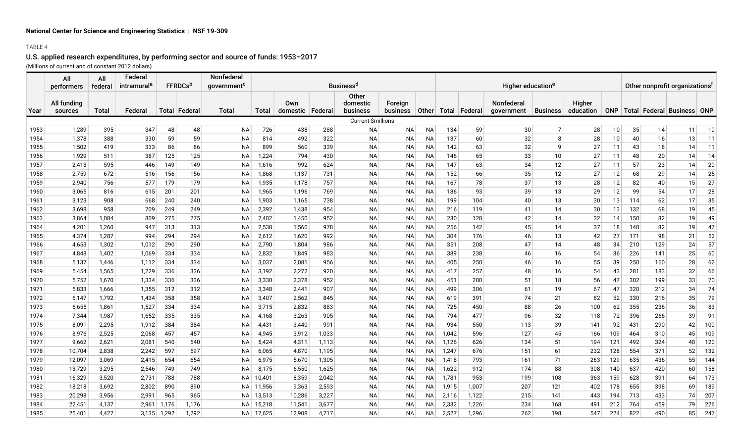National Center for Science and Engineering Statistics | NSF 19-309

TABLE 4

## U.S. applied research expenditures, by performing sector and source of funds: 1953–2017

(Millions of current and of constant 2012 dollars)

| | All performers | All federal | Federal intramural[a] | FFRDCs[b] | | Nonfederal government[c] | Business[d] | | | | | | Higher education[e] | | | | | | Other nonprofit organizations[f] | | | |
|---|---|---|---|---|---|---|---|---|---|---|---|---|---|---|---|---|---|---|---|---|---|---|
| Year | All funding sources | Total | Federal | Total | Federal | Total | Total | Own domestic | Federal | Other domestic business | Foreign business | Other | Total | Federal | Nonfederal government | Business | Higher education | ONP | Total | Federal | Business | ONP |
| | | | | | | | | | | Current $millions | | | | | | | | | | | | |
| 1953 | 1,289 | 395 | 347 | 48 | 48 | NA | 726 | 438 | 288 | NA | NA | NA | 134 | 59 | 30 | 7 | 28 | 10 | 35 | 14 | 11 | 10 |
| 1954 | 1,378 | 388 | 330 | 59 | 59 | NA | 814 | 492 | 322 | NA | NA | NA | 137 | 60 | 32 | 8 | 28 | 10 | 40 | 16 | 13 | 11 |
| 1955 | 1,502 | 419 | 333 | 86 | 86 | NA | 899 | 560 | 339 | NA | NA | NA | 142 | 63 | 32 | 9 | 27 | 11 | 43 | 18 | 14 | 11 |
| 1956 | 1,929 | 511 | 387 | 125 | 125 | NA | 1,224 | 794 | 430 | NA | NA | NA | 146 | 65 | 33 | 10 | 27 | 11 | 48 | 20 | 14 | 14 |
| 1957 | 2,413 | 595 | 446 | 149 | 149 | NA | 1,616 | 992 | 624 | NA | NA | NA | 147 | 63 | 34 | 12 | 27 | 11 | 57 | 23 | 14 | 20 |
| 1958 | 2,759 | 672 | 516 | 156 | 156 | NA | 1,868 | 1,137 | 731 | NA | NA | NA | 152 | 66 | 35 | 12 | 27 | 12 | 68 | 29 | 14 | 25 |
| 1959 | 2,940 | 756 | 577 | 179 | 179 | NA | 1,935 | 1,178 | 757 | NA | NA | NA | 167 | 78 | 37 | 13 | 28 | 12 | 82 | 40 | 15 | 27 |
| 1960 | 3,065 | 816 | 615 | 201 | 201 | NA | 1,965 | 1,196 | 769 | NA | NA | NA | 186 | 93 | 39 | 13 | 29 | 12 | 99 | 54 | 17 | 28 |
| 1961 | 3,123 | 908 | 668 | 240 | 240 | NA | 1,903 | 1,165 | 738 | NA | NA | NA | 199 | 104 | 40 | 13 | 30 | 13 | 114 | 62 | 17 | 35 |
| 1962 | 3,698 | 958 | 709 | 249 | 249 | NA | 2,392 | 1,438 | 954 | NA | NA | NA | 216 | 119 | 41 | 14 | 30 | 13 | 132 | 68 | 19 | 45 |
| 1963 | 3,864 | 1,084 | 809 | 275 | 275 | NA | 2,402 | 1,450 | 952 | NA | NA | NA | 230 | 128 | 42 | 14 | 32 | 14 | 150 | 82 | 19 | 49 |
| 1964 | 4,201 | 1,260 | 947 | 313 | 313 | NA | 2,538 | 1,560 | 978 | NA | NA | NA | 256 | 142 | 45 | 14 | 37 | 18 | 148 | 82 | 19 | 47 |
| 1965 | 4,374 | 1,287 | 994 | 294 | 294 | NA | 2,612 | 1,620 | 992 | NA | NA | NA | 304 | 176 | 46 | 13 | 42 | 27 | 171 | 98 | 21 | 52 |
| 1966 | 4,653 | 1,302 | 1,012 | 290 | 290 | NA | 2,790 | 1,804 | 986 | NA | NA | NA | 351 | 208 | 47 | 14 | 48 | 34 | 210 | 129 | 24 | 57 |
| 1967 | 4,848 | 1,402 | 1,069 | 334 | 334 | NA | 2,832 | 1,849 | 983 | NA | NA | NA | 389 | 238 | 46 | 16 | 54 | 36 | 226 | 141 | 25 | 60 |
| 1968 | 5,137 | 1,446 | 1,112 | 334 | 334 | NA | 3,037 | 2,081 | 956 | NA | NA | NA | 405 | 250 | 46 | 16 | 55 | 39 | 250 | 160 | 28 | 62 |
| 1969 | 5,454 | 1,565 | 1,229 | 336 | 336 | NA | 3,192 | 2,272 | 920 | NA | NA | NA | 417 | 257 | 48 | 16 | 54 | 43 | 281 | 183 | 32 | 66 |
| 1970 | 5,752 | 1,670 | 1,334 | 336 | 336 | NA | 3,330 | 2,378 | 952 | NA | NA | NA | 451 | 280 | 51 | 18 | 56 | 47 | 302 | 199 | 33 | 70 |
| 1971 | 5,833 | 1,666 | 1,355 | 312 | 312 | NA | 3,348 | 2,441 | 907 | NA | NA | NA | 499 | 306 | 61 | 19 | 67 | 47 | 320 | 212 | 34 | 74 |
| 1972 | 6,147 | 1,792 | 1,434 | 358 | 358 | NA | 3,407 | 2,562 | 845 | NA | NA | NA | 619 | 391 | 74 | 21 | 82 | 52 | 330 | 216 | 35 | 79 |
| 1973 | 6,655 | 1,861 | 1,527 | 334 | 334 | NA | 3,715 | 2,832 | 883 | NA | NA | NA | 725 | 450 | 88 | 26 | 100 | 62 | 355 | 236 | 36 | 83 |
| 1974 | 7,344 | 1,987 | 1,652 | 335 | 335 | NA | 4,168 | 3,263 | 905 | NA | NA | NA | 794 | 477 | 96 | 32 | 118 | 72 | 396 | 266 | 39 | 91 |
| 1975 | 8,091 | 2,295 | 1,912 | 384 | 384 | NA | 4,431 | 3,440 | 991 | NA | NA | NA | 934 | 550 | 113 | 39 | 141 | 92 | 431 | 290 | 42 | 100 |
| 1976 | 8,976 | 2,525 | 2,068 | 457 | 457 | NA | 4,945 | 3,912 | 1,033 | NA | NA | NA | 1,042 | 596 | 127 | 45 | 166 | 109 | 464 | 310 | 45 | 109 |
| 1977 | 9,662 | 2,621 | 2,081 | 540 | 540 | NA | 5,424 | 4,311 | 1,113 | NA | NA | NA | 1,126 | 626 | 134 | 51 | 194 | 121 | 492 | 324 | 48 | 120 |
| 1978 | 10,704 | 2,838 | 2,242 | 597 | 597 | NA | 6,065 | 4,870 | 1,195 | NA | NA | NA | 1,247 | 676 | 151 | 61 | 232 | 128 | 554 | 371 | 52 | 132 |
| 1979 | 12,097 | 3,069 | 2,415 | 654 | 654 | NA | 6,975 | 5,670 | 1,305 | NA | NA | NA | 1,418 | 793 | 161 | 71 | 263 | 129 | 635 | 436 | 55 | 144 |
| 1980 | 13,729 | 3,295 | 2,546 | 749 | 749 | NA | 8,175 | 6,550 | 1,625 | NA | NA | NA | 1,622 | 912 | 174 | 88 | 308 | 140 | 637 | 420 | 60 | 158 |
| 1981 | 16,329 | 3,520 | 2,731 | 788 | 788 | NA | 10,401 | 8,359 | 2,042 | NA | NA | NA | 1,781 | 953 | 199 | 108 | 363 | 159 | 628 | 391 | 64 | 173 |
| 1982 | 18,218 | 3,692 | 2,802 | 890 | 890 | NA | 11,956 | 9,363 | 2,593 | NA | NA | NA | 1,915 | 1,007 | 207 | 121 | 402 | 178 | 655 | 398 | 69 | 189 |
| 1983 | 20,298 | 3,956 | 2,991 | 965 | 965 | NA | 13,513 | 10,286 | 3,227 | NA | NA | NA | 2,116 | 1,122 | 215 | 141 | 443 | 194 | 713 | 433 | 74 | 207 |
| 1984 | 22,451 | 4,137 | 2,961 | 1,176 | 1,176 | NA | 15,218 | 11,541 | 3,677 | NA | NA | NA | 2,332 | 1,226 | 234 | 168 | 491 | 212 | 764 | 459 | 79 | 226 |
| 1985 | 25,401 | 4,427 | 3,135 | 1,292 | 1,292 | NA | 17,625 | 12,908 | 4,717 | NA | NA | NA | 2,527 | 1,296 | 262 | 198 | 547 | 224 | 822 | 490 | 85 | 247 |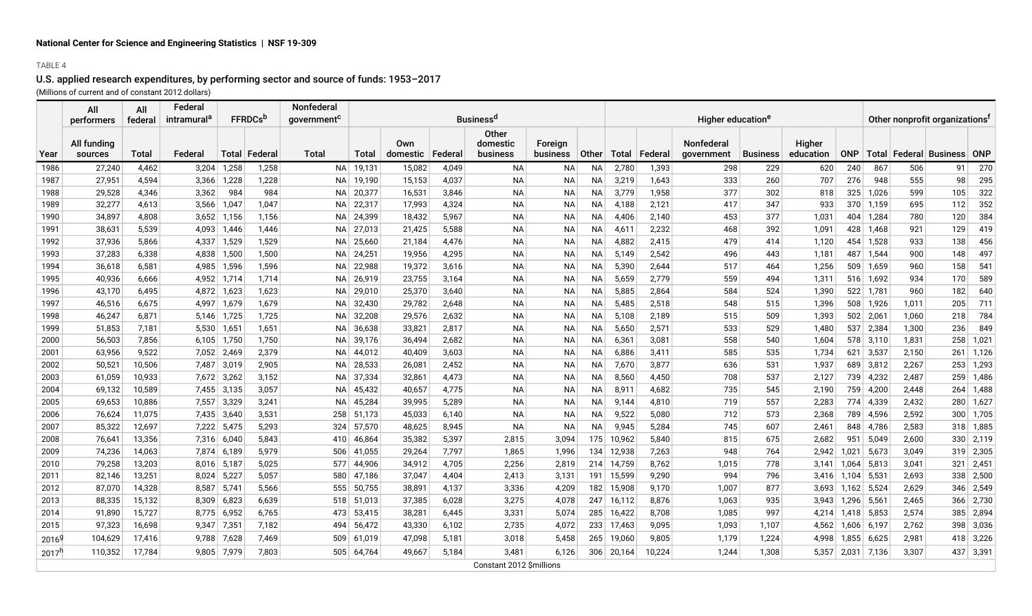National Center for Science and Engineering Statistics | NSF 19-309

TABLE 4

## U.S. applied research expenditures, by performing sector and source of funds: 1953–2017

(Millions of current and of constant 2012 dollars)

| | All performers | All federal | Federal intramural[a] | FFRDCs[b] | | Nonfederal government[c] | Business[d] | | | | | | Higher education[e] | | | | | | Other nonprofit organizations[f] | | | |
|---|---|---|---|---|---|---|---|---|---|---|---|---|---|---|---|---|---|---|---|---|---|---|
| Year | All funding sources | Total | Federal | Total | Federal | Total | Total | Own domestic | Federal | Other domestic business | Foreign business | Other | Total | Federal | Nonfederal government | Business | Higher education | ONP | Total | Federal | Business | ONP |
| 1986 | 27,240 | 4,462 | 3,204 | 1,258 | 1,258 | NA | 19,131 | 15,082 | 4,049 | NA | NA | NA | 2,780 | 1,393 | 298 | 229 | 620 | 240 | 867 | 506 | 91 | 270 |
| 1987 | 27,951 | 4,594 | 3,366 | 1,228 | 1,228 | NA | 19,190 | 15,153 | 4,037 | NA | NA | NA | 3,219 | 1,643 | 333 | 260 | 707 | 276 | 948 | 555 | 98 | 295 |
| 1988 | 29,528 | 4,346 | 3,362 | 984 | 984 | NA | 20,377 | 16,531 | 3,846 | NA | NA | NA | 3,779 | 1,958 | 377 | 302 | 818 | 325 | 1,026 | 599 | 105 | 322 |
| 1989 | 32,277 | 4,613 | 3,566 | 1,047 | 1,047 | NA | 22,317 | 17,993 | 4,324 | NA | NA | NA | 4,188 | 2,121 | 417 | 347 | 933 | 370 | 1,159 | 695 | 112 | 352 |
| 1990 | 34,897 | 4,808 | 3,652 | 1,156 | 1,156 | NA | 24,399 | 18,432 | 5,967 | NA | NA | NA | 4,406 | 2,140 | 453 | 377 | 1,031 | 404 | 1,284 | 780 | 120 | 384 |
| 1991 | 38,631 | 5,539 | 4,093 | 1,446 | 1,446 | NA | 27,013 | 21,425 | 5,588 | NA | NA | NA | 4,611 | 2,232 | 468 | 392 | 1,091 | 428 | 1,468 | 921 | 129 | 419 |
| 1992 | 37,936 | 5,866 | 4,337 | 1,529 | 1,529 | NA | 25,660 | 21,184 | 4,476 | NA | NA | NA | 4,882 | 2,415 | 479 | 414 | 1,120 | 454 | 1,528 | 933 | 138 | 456 |
| 1993 | 37,283 | 6,338 | 4,838 | 1,500 | 1,500 | NA | 24,251 | 19,956 | 4,295 | NA | NA | NA | 5,149 | 2,542 | 496 | 443 | 1,181 | 487 | 1,544 | 900 | 148 | 497 |
| 1994 | 36,618 | 6,581 | 4,985 | 1,596 | 1,596 | NA | 22,988 | 19,372 | 3,616 | NA | NA | NA | 5,390 | 2,644 | 517 | 464 | 1,256 | 509 | 1,659 | 960 | 158 | 541 |
| 1995 | 40,936 | 6,666 | 4,952 | 1,714 | 1,714 | NA | 26,919 | 23,755 | 3,164 | NA | NA | NA | 5,659 | 2,779 | 559 | 494 | 1,311 | 516 | 1,692 | 934 | 170 | 589 |
| 1996 | 43,170 | 6,495 | 4,872 | 1,623 | 1,623 | NA | 29,010 | 25,370 | 3,640 | NA | NA | NA | 5,885 | 2,864 | 584 | 524 | 1,390 | 522 | 1,781 | 960 | 182 | 640 |
| 1997 | 46,516 | 6,675 | 4,997 | 1,679 | 1,679 | NA | 32,430 | 29,782 | 2,648 | NA | NA | NA | 5,485 | 2,518 | 548 | 515 | 1,396 | 508 | 1,926 | 1,011 | 205 | 711 |
| 1998 | 46,247 | 6,871 | 5,146 | 1,725 | 1,725 | NA | 32,208 | 29,576 | 2,632 | NA | NA | NA | 5,108 | 2,189 | 515 | 509 | 1,393 | 502 | 2,061 | 1,060 | 218 | 784 |
| 1999 | 51,853 | 7,181 | 5,530 | 1,651 | 1,651 | NA | 36,638 | 33,821 | 2,817 | NA | NA | NA | 5,650 | 2,571 | 533 | 529 | 1,480 | 537 | 2,384 | 1,300 | 236 | 849 |
| 2000 | 56,503 | 7,856 | 6,105 | 1,750 | 1,750 | NA | 39,176 | 36,494 | 2,682 | NA | NA | NA | 6,361 | 3,081 | 558 | 540 | 1,604 | 578 | 3,110 | 1,831 | 258 | 1,021 |
| 2001 | 63,956 | 9,522 | 7,052 | 2,469 | 2,379 | NA | 44,012 | 40,409 | 3,603 | NA | NA | NA | 6,886 | 3,411 | 585 | 535 | 1,734 | 621 | 3,537 | 2,150 | 261 | 1,126 |
| 2002 | 50,521 | 10,506 | 7,487 | 3,019 | 2,905 | NA | 28,533 | 26,081 | 2,452 | NA | NA | NA | 7,670 | 3,877 | 636 | 531 | 1,937 | 689 | 3,812 | 2,267 | 253 | 1,293 |
| 2003 | 61,059 | 10,933 | 7,672 | 3,262 | 3,152 | NA | 37,334 | 32,861 | 4,473 | NA | NA | NA | 8,560 | 4,450 | 708 | 537 | 2,127 | 739 | 4,232 | 2,487 | 259 | 1,486 |
| 2004 | 69,132 | 10,589 | 7,455 | 3,135 | 3,057 | NA | 45,432 | 40,657 | 4,775 | NA | NA | NA | 8,911 | 4,682 | 735 | 545 | 2,190 | 759 | 4,200 | 2,448 | 264 | 1,488 |
| 2005 | 69,653 | 10,886 | 7,557 | 3,329 | 3,241 | NA | 45,284 | 39,995 | 5,289 | NA | NA | NA | 9,144 | 4,810 | 719 | 557 | 2,283 | 774 | 4,339 | 2,432 | 280 | 1,627 |
| 2006 | 76,624 | 11,075 | 7,435 | 3,640 | 3,531 | 258 | 51,173 | 45,033 | 6,140 | NA | NA | NA | 9,522 | 5,080 | 712 | 573 | 2,368 | 789 | 4,596 | 2,592 | 300 | 1,705 |
| 2007 | 85,322 | 12,697 | 7,222 | 5,475 | 5,293 | 324 | 57,570 | 48,625 | 8,945 | NA | NA | NA | 9,945 | 5,284 | 745 | 607 | 2,461 | 848 | 4,786 | 2,583 | 318 | 1,885 |
| 2008 | 76,641 | 13,356 | 7,316 | 6,040 | 5,843 | 410 | 46,864 | 35,382 | 5,397 | 2,815 | 3,094 | 175 | 10,962 | 5,840 | 815 | 675 | 2,682 | 951 | 5,049 | 2,600 | 330 | 2,119 |
| 2009 | 74,236 | 14,063 | 7,874 | 6,189 | 5,979 | 506 | 41,055 | 29,264 | 7,797 | 1,865 | 1,996 | 134 | 12,938 | 7,263 | 948 | 764 | 2,942 | 1,021 | 5,673 | 3,049 | 319 | 2,305 |
| 2010 | 79,258 | 13,203 | 8,016 | 5,187 | 5,025 | 577 | 44,906 | 34,912 | 4,705 | 2,256 | 2,819 | 214 | 14,759 | 8,762 | 1,015 | 778 | 3,141 | 1,064 | 5,813 | 3,041 | 321 | 2,451 |
| 2011 | 82,146 | 13,251 | 8,024 | 5,227 | 5,057 | 580 | 47,186 | 37,047 | 4,404 | 2,413 | 3,131 | 191 | 15,599 | 9,290 | 994 | 796 | 3,416 | 1,104 | 5,531 | 2,693 | 338 | 2,500 |
| 2012 | 87,070 | 14,328 | 8,587 | 5,741 | 5,566 | 555 | 50,755 | 38,891 | 4,137 | 3,336 | 4,209 | 182 | 15,908 | 9,170 | 1,007 | 877 | 3,693 | 1,162 | 5,524 | 2,629 | 346 | 2,549 |
| 2013 | 88,335 | 15,132 | 8,309 | 6,823 | 6,639 | 518 | 51,013 | 37,385 | 6,028 | 3,275 | 4,078 | 247 | 16,112 | 8,876 | 1,063 | 935 | 3,943 | 1,296 | 5,561 | 2,465 | 366 | 2,730 |
| 2014 | 91,890 | 15,727 | 8,775 | 6,952 | 6,765 | 473 | 53,415 | 38,281 | 6,445 | 3,331 | 5,074 | 285 | 16,422 | 8,708 | 1,085 | 997 | 4,214 | 1,418 | 5,853 | 2,574 | 385 | 2,894 |
| 2015 | 97,323 | 16,698 | 9,347 | 7,351 | 7,182 | 494 | 56,472 | 43,330 | 6,102 | 2,735 | 4,072 | 233 | 17,463 | 9,095 | 1,093 | 1,107 | 4,562 | 1,606 | 6,197 | 2,762 | 398 | 3,036 |
| 2016[g] | 104,629 | 17,416 | 9,788 | 7,628 | 7,469 | 509 | 61,019 | 47,098 | 5,181 | 3,018 | 5,458 | 265 | 19,060 | 9,805 | 1,179 | 1,224 | 4,998 | 1,855 | 6,625 | 2,981 | 418 | 3,226 |
| 2017[h] | 110,352 | 17,784 | 9,805 | 7,979 | 7,803 | 505 | 64,764 | 49,667 | 5,184 | 3,481 | 6,126 | 306 | 20,164 | 10,224 | 1,244 | 1,308 | 5,357 | 2,031 | 7,136 | 3,307 | 437 | 3,391 |
| Constant 2012 $millions | | | | | | | | | | | | | | | | | | | | | | |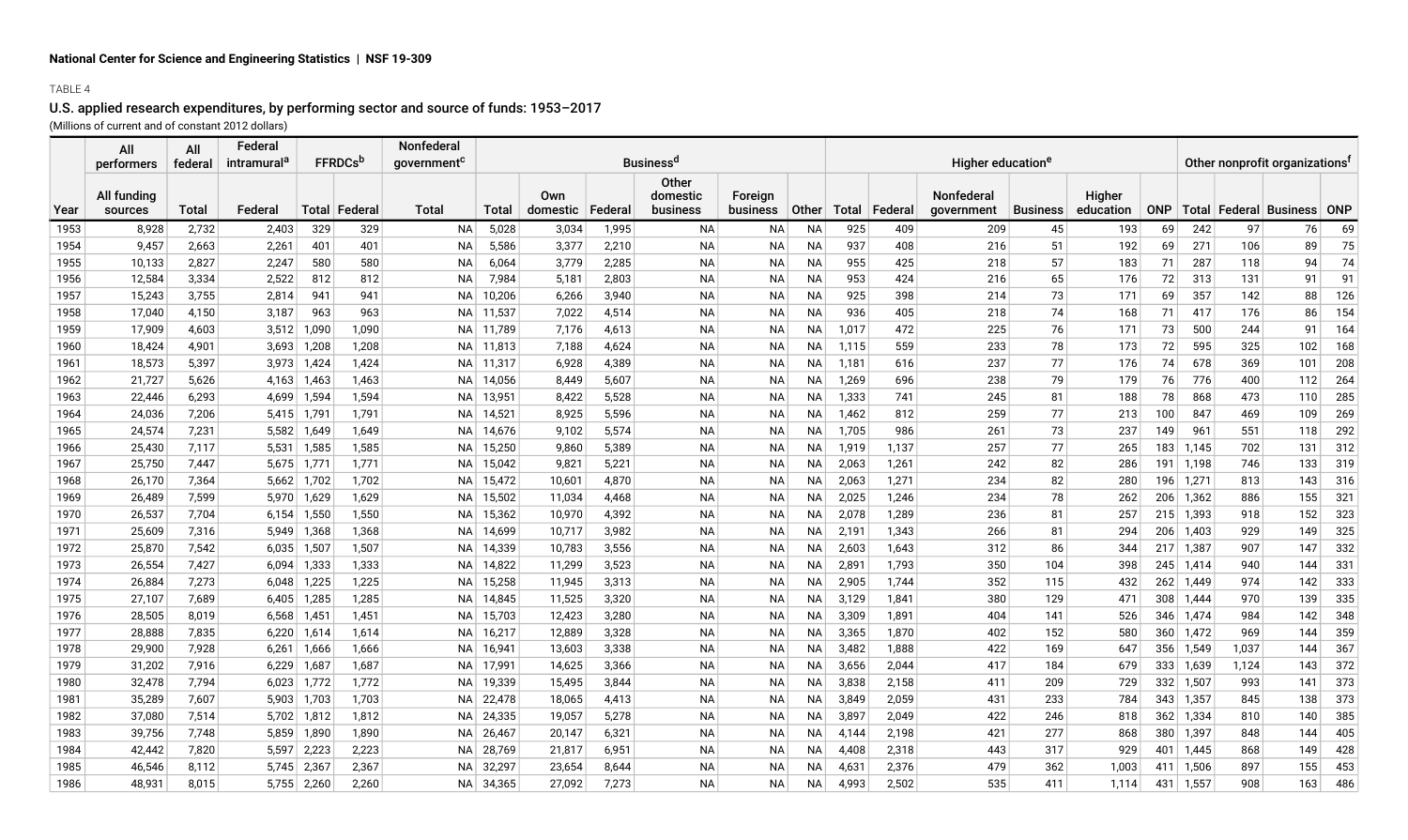National Center for Science and Engineering Statistics | NSF 19-309

TABLE 4

## U.S. applied research expenditures, by performing sector and source of funds: 1953–2017

(Millions of current and of constant 2012 dollars)

| | All performers | All federal | Federal intramural[a] | FFRDCs[b] | | Nonfederal government[c] | Business[d] | | | | | | Higher education[e] | | | | | | Other nonprofit organizations[f] | | | |
|---|---|---|---|---|---|---|---|---|---|---|---|---|---|---|---|---|---|---|---|---|---|---|
| Year | All funding sources | Total | Federal | Total | Federal | Total | Total | Own domestic | Federal | Other domestic business | Foreign business | Other | Total | Federal | Nonfederal government | Business | Higher education | ONP | Total | Federal | Business | ONP |
| 1953 | 8,928 | 2,732 | 2,403 | 329 | 329 | NA | 5,028 | 3,034 | 1,995 | NA | NA | NA | 925 | 409 | 209 | 45 | 193 | 69 | 242 | 97 | 76 | 69 |
| 1954 | 9,457 | 2,663 | 2,261 | 401 | 401 | NA | 5,586 | 3,377 | 2,210 | NA | NA | NA | 937 | 408 | 216 | 51 | 192 | 69 | 271 | 106 | 89 | 75 |
| 1955 | 10,133 | 2,827 | 2,247 | 580 | 580 | NA | 6,064 | 3,779 | 2,285 | NA | NA | NA | 955 | 425 | 218 | 57 | 183 | 71 | 287 | 118 | 94 | 74 |
| 1956 | 12,584 | 3,334 | 2,522 | 812 | 812 | NA | 7,984 | 5,181 | 2,803 | NA | NA | NA | 953 | 424 | 216 | 65 | 176 | 72 | 313 | 131 | 91 | 91 |
| 1957 | 15,243 | 3,755 | 2,814 | 941 | 941 | NA | 10,206 | 6,266 | 3,940 | NA | NA | NA | 925 | 398 | 214 | 73 | 171 | 69 | 357 | 142 | 88 | 126 |
| 1958 | 17,040 | 4,150 | 3,187 | 963 | 963 | NA | 11,537 | 7,022 | 4,514 | NA | NA | NA | 936 | 405 | 218 | 74 | 168 | 71 | 417 | 176 | 86 | 154 |
| 1959 | 17,909 | 4,603 | 3,512 | 1,090 | 1,090 | NA | 11,789 | 7,176 | 4,613 | NA | NA | NA | 1,017 | 472 | 225 | 76 | 171 | 73 | 500 | 244 | 91 | 164 |
| 1960 | 18,424 | 4,901 | 3,693 | 1,208 | 1,208 | NA | 11,813 | 7,188 | 4,624 | NA | NA | NA | 1,115 | 559 | 233 | 78 | 173 | 72 | 595 | 325 | 102 | 168 |
| 1961 | 18,573 | 5,397 | 3,973 | 1,424 | 1,424 | NA | 11,317 | 6,928 | 4,389 | NA | NA | NA | 1,181 | 616 | 237 | 77 | 176 | 74 | 678 | 369 | 101 | 208 |
| 1962 | 21,727 | 5,626 | 4,163 | 1,463 | 1,463 | NA | 14,056 | 8,449 | 5,607 | NA | NA | NA | 1,269 | 696 | 238 | 79 | 179 | 76 | 776 | 400 | 112 | 264 |
| 1963 | 22,446 | 6,293 | 4,699 | 1,594 | 1,594 | NA | 13,951 | 8,422 | 5,528 | NA | NA | NA | 1,333 | 741 | 245 | 81 | 188 | 78 | 868 | 473 | 110 | 285 |
| 1964 | 24,036 | 7,206 | 5,415 | 1,791 | 1,791 | NA | 14,521 | 8,925 | 5,596 | NA | NA | NA | 1,462 | 812 | 259 | 77 | 213 | 100 | 847 | 469 | 109 | 269 |
| 1965 | 24,574 | 7,231 | 5,582 | 1,649 | 1,649 | NA | 14,676 | 9,102 | 5,574 | NA | NA | NA | 1,705 | 986 | 261 | 73 | 237 | 149 | 961 | 551 | 118 | 292 |
| 1966 | 25,430 | 7,117 | 5,531 | 1,585 | 1,585 | NA | 15,250 | 9,860 | 5,389 | NA | NA | NA | 1,919 | 1,137 | 257 | 77 | 265 | 183 | 1,145 | 702 | 131 | 312 |
| 1967 | 25,750 | 7,447 | 5,675 | 1,771 | 1,771 | NA | 15,042 | 9,821 | 5,221 | NA | NA | NA | 2,063 | 1,261 | 242 | 82 | 286 | 191 | 1,198 | 746 | 133 | 319 |
| 1968 | 26,170 | 7,364 | 5,662 | 1,702 | 1,702 | NA | 15,472 | 10,601 | 4,870 | NA | NA | NA | 2,063 | 1,271 | 234 | 82 | 280 | 196 | 1,271 | 813 | 143 | 316 |
| 1969 | 26,489 | 7,599 | 5,970 | 1,629 | 1,629 | NA | 15,502 | 11,034 | 4,468 | NA | NA | NA | 2,025 | 1,246 | 234 | 78 | 262 | 206 | 1,362 | 886 | 155 | 321 |
| 1970 | 26,537 | 7,704 | 6,154 | 1,550 | 1,550 | NA | 15,362 | 10,970 | 4,392 | NA | NA | NA | 2,078 | 1,289 | 236 | 81 | 257 | 215 | 1,393 | 918 | 152 | 323 |
| 1971 | 25,609 | 7,316 | 5,949 | 1,368 | 1,368 | NA | 14,699 | 10,717 | 3,982 | NA | NA | NA | 2,191 | 1,343 | 266 | 81 | 294 | 206 | 1,403 | 929 | 149 | 325 |
| 1972 | 25,870 | 7,542 | 6,035 | 1,507 | 1,507 | NA | 14,339 | 10,783 | 3,556 | NA | NA | NA | 2,603 | 1,643 | 312 | 86 | 344 | 217 | 1,387 | 907 | 147 | 332 |
| 1973 | 26,554 | 7,427 | 6,094 | 1,333 | 1,333 | NA | 14,822 | 11,299 | 3,523 | NA | NA | NA | 2,891 | 1,793 | 350 | 104 | 398 | 245 | 1,414 | 940 | 144 | 331 |
| 1974 | 26,884 | 7,273 | 6,048 | 1,225 | 1,225 | NA | 15,258 | 11,945 | 3,313 | NA | NA | NA | 2,905 | 1,744 | 352 | 115 | 432 | 262 | 1,449 | 974 | 142 | 333 |
| 1975 | 27,107 | 7,689 | 6,405 | 1,285 | 1,285 | NA | 14,845 | 11,525 | 3,320 | NA | NA | NA | 3,129 | 1,841 | 380 | 129 | 471 | 308 | 1,444 | 970 | 139 | 335 |
| 1976 | 28,505 | 8,019 | 6,568 | 1,451 | 1,451 | NA | 15,703 | 12,423 | 3,280 | NA | NA | NA | 3,309 | 1,891 | 404 | 141 | 526 | 346 | 1,474 | 984 | 142 | 348 |
| 1977 | 28,888 | 7,835 | 6,220 | 1,614 | 1,614 | NA | 16,217 | 12,889 | 3,328 | NA | NA | NA | 3,365 | 1,870 | 402 | 152 | 580 | 360 | 1,472 | 969 | 144 | 359 |
| 1978 | 29,900 | 7,928 | 6,261 | 1,666 | 1,666 | NA | 16,941 | 13,603 | 3,338 | NA | NA | NA | 3,482 | 1,888 | 422 | 169 | 647 | 356 | 1,549 | 1,037 | 144 | 367 |
| 1979 | 31,202 | 7,916 | 6,229 | 1,687 | 1,687 | NA | 17,991 | 14,625 | 3,366 | NA | NA | NA | 3,656 | 2,044 | 417 | 184 | 679 | 333 | 1,639 | 1,124 | 143 | 372 |
| 1980 | 32,478 | 7,794 | 6,023 | 1,772 | 1,772 | NA | 19,339 | 15,495 | 3,844 | NA | NA | NA | 3,838 | 2,158 | 411 | 209 | 729 | 332 | 1,507 | 993 | 141 | 373 |
| 1981 | 35,289 | 7,607 | 5,903 | 1,703 | 1,703 | NA | 22,478 | 18,065 | 4,413 | NA | NA | NA | 3,849 | 2,059 | 431 | 233 | 784 | 343 | 1,357 | 845 | 138 | 373 |
| 1982 | 37,080 | 7,514 | 5,702 | 1,812 | 1,812 | NA | 24,335 | 19,057 | 5,278 | NA | NA | NA | 3,897 | 2,049 | 422 | 246 | 818 | 362 | 1,334 | 810 | 140 | 385 |
| 1983 | 39,756 | 7,748 | 5,859 | 1,890 | 1,890 | NA | 26,467 | 20,147 | 6,321 | NA | NA | NA | 4,144 | 2,198 | 421 | 277 | 868 | 380 | 1,397 | 848 | 144 | 405 |
| 1984 | 42,442 | 7,820 | 5,597 | 2,223 | 2,223 | NA | 28,769 | 21,817 | 6,951 | NA | NA | NA | 4,408 | 2,318 | 443 | 317 | 929 | 401 | 1,445 | 868 | 149 | 428 |
| 1985 | 46,546 | 8,112 | 5,745 | 2,367 | 2,367 | NA | 32,297 | 23,654 | 8,644 | NA | NA | NA | 4,631 | 2,376 | 479 | 362 | 1,003 | 411 | 1,506 | 897 | 155 | 453 |
| 1986 | 48,931 | 8,015 | 5,755 | 2,260 | 2,260 | NA | 34,365 | 27,092 | 7,273 | NA | NA | NA | 4,993 | 2,502 | 535 | 411 | 1,114 | 431 | 1,557 | 908 | 163 | 486 |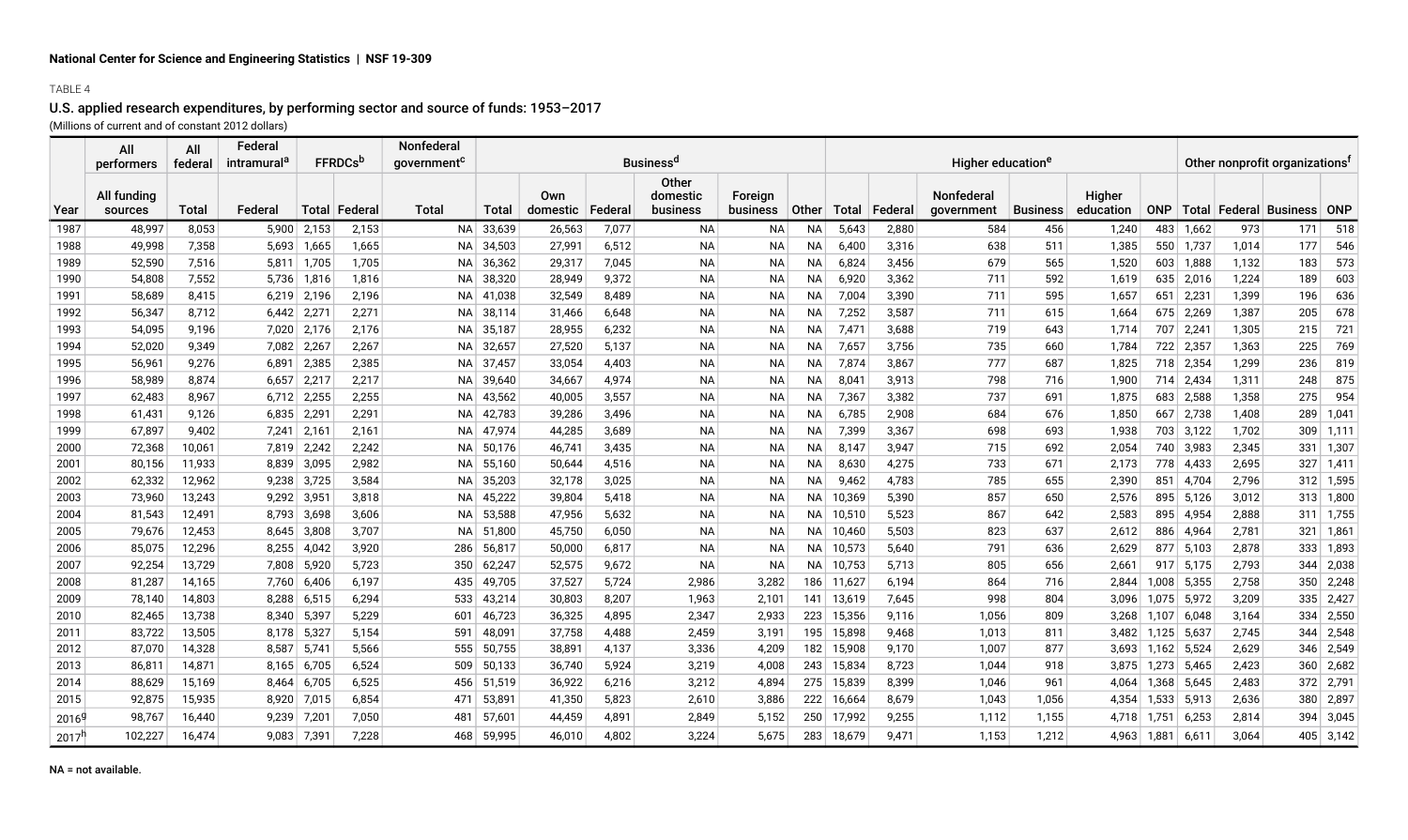National Center for Science and Engineering Statistics | NSF 19-309

TABLE 4

## U.S. applied research expenditures, by performing sector and source of funds: 1953–2017

(Millions of current and of constant 2012 dollars)

| | All performers | All federal | Federal intramural[a] | FFRDCs[b] | | Nonfederal government[c] | Business[d] | | | | | | Higher education[e] | | | | | | Other nonprofit organizations[f] | | | |
|---|---|---|---|---|---|---|---|---|---|---|---|---|---|---|---|---|---|---|---|---|---|---|
| Year | All funding sources | Total | Federal | Total | Federal | Total | Total | Own domestic | Federal | Other domestic business | Foreign business | Other | Total | Federal | Nonfederal government | Business | Higher education | ONP | Total | Federal | Business | ONP |
| 1987 | 48,997 | 8,053 | 5,900 | 2,153 | 2,153 | NA | 33,639 | 26,563 | 7,077 | NA | NA | NA | 5,643 | 2,880 | 584 | 456 | 1,240 | 483 | 1,662 | 973 | 171 | 518 |
| 1988 | 49,998 | 7,358 | 5,693 | 1,665 | 1,665 | NA | 34,503 | 27,991 | 6,512 | NA | NA | NA | 6,400 | 3,316 | 638 | 511 | 1,385 | 550 | 1,737 | 1,014 | 177 | 546 |
| 1989 | 52,590 | 7,516 | 5,811 | 1,705 | 1,705 | NA | 36,362 | 29,317 | 7,045 | NA | NA | NA | 6,824 | 3,456 | 679 | 565 | 1,520 | 603 | 1,888 | 1,132 | 183 | 573 |
| 1990 | 54,808 | 7,552 | 5,736 | 1,816 | 1,816 | NA | 38,320 | 28,949 | 9,372 | NA | NA | NA | 6,920 | 3,362 | 711 | 592 | 1,619 | 635 | 2,016 | 1,224 | 189 | 603 |
| 1991 | 58,689 | 8,415 | 6,219 | 2,196 | 2,196 | NA | 41,038 | 32,549 | 8,489 | NA | NA | NA | 7,004 | 3,390 | 711 | 595 | 1,657 | 651 | 2,231 | 1,399 | 196 | 636 |
| 1992 | 56,347 | 8,712 | 6,442 | 2,271 | 2,271 | NA | 38,114 | 31,466 | 6,648 | NA | NA | NA | 7,252 | 3,587 | 711 | 615 | 1,664 | 675 | 2,269 | 1,387 | 205 | 678 |
| 1993 | 54,095 | 9,196 | 7,020 | 2,176 | 2,176 | NA | 35,187 | 28,955 | 6,232 | NA | NA | NA | 7,471 | 3,688 | 719 | 643 | 1,714 | 707 | 2,241 | 1,305 | 215 | 721 |
| 1994 | 52,020 | 9,349 | 7,082 | 2,267 | 2,267 | NA | 32,657 | 27,520 | 5,137 | NA | NA | NA | 7,657 | 3,756 | 735 | 660 | 1,784 | 722 | 2,357 | 1,363 | 225 | 769 |
| 1995 | 56,961 | 9,276 | 6,891 | 2,385 | 2,385 | NA | 37,457 | 33,054 | 4,403 | NA | NA | NA | 7,874 | 3,867 | 777 | 687 | 1,825 | 718 | 2,354 | 1,299 | 236 | 819 |
| 1996 | 58,989 | 8,874 | 6,657 | 2,217 | 2,217 | NA | 39,640 | 34,667 | 4,974 | NA | NA | NA | 8,041 | 3,913 | 798 | 716 | 1,900 | 714 | 2,434 | 1,311 | 248 | 875 |
| 1997 | 62,483 | 8,967 | 6,712 | 2,255 | 2,255 | NA | 43,562 | 40,005 | 3,557 | NA | NA | NA | 7,367 | 3,382 | 737 | 691 | 1,875 | 683 | 2,588 | 1,358 | 275 | 954 |
| 1998 | 61,431 | 9,126 | 6,835 | 2,291 | 2,291 | NA | 42,783 | 39,286 | 3,496 | NA | NA | NA | 6,785 | 2,908 | 684 | 676 | 1,850 | 667 | 2,738 | 1,408 | 289 | 1,041 |
| 1999 | 67,897 | 9,402 | 7,241 | 2,161 | 2,161 | NA | 47,974 | 44,285 | 3,689 | NA | NA | NA | 7,399 | 3,367 | 698 | 693 | 1,938 | 703 | 3,122 | 1,702 | 309 | 1,111 |
| 2000 | 72,368 | 10,061 | 7,819 | 2,242 | 2,242 | NA | 50,176 | 46,741 | 3,435 | NA | NA | NA | 8,147 | 3,947 | 715 | 692 | 2,054 | 740 | 3,983 | 2,345 | 331 | 1,307 |
| 2001 | 80,156 | 11,933 | 8,839 | 3,095 | 2,982 | NA | 55,160 | 50,644 | 4,516 | NA | NA | NA | 8,630 | 4,275 | 733 | 671 | 2,173 | 778 | 4,433 | 2,695 | 327 | 1,411 |
| 2002 | 62,332 | 12,962 | 9,238 | 3,725 | 3,584 | NA | 35,203 | 32,178 | 3,025 | NA | NA | NA | 9,462 | 4,783 | 785 | 655 | 2,390 | 851 | 4,704 | 2,796 | 312 | 1,595 |
| 2003 | 73,960 | 13,243 | 9,292 | 3,951 | 3,818 | NA | 45,222 | 39,804 | 5,418 | NA | NA | NA | 10,369 | 5,390 | 857 | 650 | 2,576 | 895 | 5,126 | 3,012 | 313 | 1,800 |
| 2004 | 81,543 | 12,491 | 8,793 | 3,698 | 3,606 | NA | 53,588 | 47,956 | 5,632 | NA | NA | NA | 10,510 | 5,523 | 867 | 642 | 2,583 | 895 | 4,954 | 2,888 | 311 | 1,755 |
| 2005 | 79,676 | 12,453 | 8,645 | 3,808 | 3,707 | NA | 51,800 | 45,750 | 6,050 | NA | NA | NA | 10,460 | 5,503 | 823 | 637 | 2,612 | 886 | 4,964 | 2,781 | 321 | 1,861 |
| 2006 | 85,075 | 12,296 | 8,255 | 4,042 | 3,920 | 286 | 56,817 | 50,000 | 6,817 | NA | NA | NA | 10,573 | 5,640 | 791 | 636 | 2,629 | 877 | 5,103 | 2,878 | 333 | 1,893 |
| 2007 | 92,254 | 13,729 | 7,808 | 5,920 | 5,723 | 350 | 62,247 | 52,575 | 9,672 | NA | NA | NA | 10,753 | 5,713 | 805 | 656 | 2,661 | 917 | 5,175 | 2,793 | 344 | 2,038 |
| 2008 | 81,287 | 14,165 | 7,760 | 6,406 | 6,197 | 435 | 49,705 | 37,527 | 5,724 | 2,986 | 3,282 | 186 | 11,627 | 6,194 | 864 | 716 | 2,844 | 1,008 | 5,355 | 2,758 | 350 | 2,248 |
| 2009 | 78,140 | 14,803 | 8,288 | 6,515 | 6,294 | 533 | 43,214 | 30,803 | 8,207 | 1,963 | 2,101 | 141 | 13,619 | 7,645 | 998 | 804 | 3,096 | 1,075 | 5,972 | 3,209 | 335 | 2,427 |
| 2010 | 82,465 | 13,738 | 8,340 | 5,397 | 5,229 | 601 | 46,723 | 36,325 | 4,895 | 2,347 | 2,933 | 223 | 15,356 | 9,116 | 1,056 | 809 | 3,268 | 1,107 | 6,048 | 3,164 | 334 | 2,550 |
| 2011 | 83,722 | 13,505 | 8,178 | 5,327 | 5,154 | 591 | 48,091 | 37,758 | 4,488 | 2,459 | 3,191 | 195 | 15,898 | 9,468 | 1,013 | 811 | 3,482 | 1,125 | 5,637 | 2,745 | 344 | 2,548 |
| 2012 | 87,070 | 14,328 | 8,587 | 5,741 | 5,566 | 555 | 50,755 | 38,891 | 4,137 | 3,336 | 4,209 | 182 | 15,908 | 9,170 | 1,007 | 877 | 3,693 | 1,162 | 5,524 | 2,629 | 346 | 2,549 |
| 2013 | 86,811 | 14,871 | 8,165 | 6,705 | 6,524 | 509 | 50,133 | 36,740 | 5,924 | 3,219 | 4,008 | 243 | 15,834 | 8,723 | 1,044 | 918 | 3,875 | 1,273 | 5,465 | 2,423 | 360 | 2,682 |
| 2014 | 88,629 | 15,169 | 8,464 | 6,705 | 6,525 | 456 | 51,519 | 36,922 | 6,216 | 3,212 | 4,894 | 275 | 15,839 | 8,399 | 1,046 | 961 | 4,064 | 1,368 | 5,645 | 2,483 | 372 | 2,791 |
| 2015 | 92,875 | 15,935 | 8,920 | 7,015 | 6,854 | 471 | 53,891 | 41,350 | 5,823 | 2,610 | 3,886 | 222 | 16,664 | 8,679 | 1,043 | 1,056 | 4,354 | 1,533 | 5,913 | 2,636 | 380 | 2,897 |
| 2016[g] | 98,767 | 16,440 | 9,239 | 7,201 | 7,050 | 481 | 57,601 | 44,459 | 4,891 | 2,849 | 5,152 | 250 | 17,992 | 9,255 | 1,112 | 1,155 | 4,718 | 1,751 | 6,253 | 2,814 | 394 | 3,045 |
| 2017[h] | 102,227 | 16,474 | 9,083 | 7,391 | 7,228 | 468 | 59,995 | 46,010 | 4,802 | 3,224 | 5,675 | 283 | 18,679 | 9,471 | 1,153 | 1,212 | 4,963 | 1,881 | 6,611 | 3,064 | 405 | 3,142 |

NA = not available.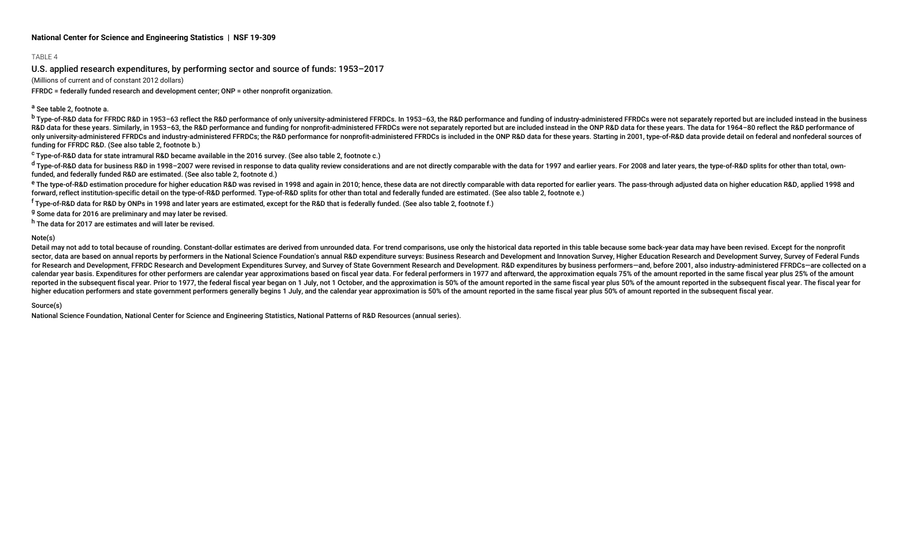**National Center for Science and Engineering Statistics | NSF 19-309**

TABLE 4

## U.S. applied research expenditures, by performing sector and source of funds: 1953–2017

(Millions of current and of constant 2012 dollars)

FFRDC = federally funded research and development center; ONP = other nonprofit organization.

[a] See table 2, footnote a.

[b] Type-of-R&D data for FFRDC R&D in 1953–63 reflect the R&D performance of only university-administered FFRDCs. In 1953–63, the R&D performance and funding of industry-administered FFRDCs were not separately reported but are included instead in the business R&D data for these years. Similarly, in 1953–63, the R&D performance and funding for nonprofit-administered FFRDCs were not separately reported but are included instead in the ONP R&D data for these years. The data for 1964–80 reflect the R&D performance of only university-administered FFRDCs and industry-administered FFRDCs; the R&D performance for nonprofit-administered FFRDCs is included in the ONP R&D data for these years. Starting in 2001, type-of-R&D data provide detail on federal and nonfederal sources of funding for FFRDC R&D. (See also table 2, footnote b.)

[c] Type-of-R&D data for state intramural R&D became available in the 2016 survey. (See also table 2, footnote c.)

[d] Type-of-R&D data for business R&D in 1998–2007 were revised in response to data quality review considerations and are not directly comparable with the data for 1997 and earlier years. For 2008 and later years, the type-of-R&D splits for other than total, own-funded, and federally funded R&D are estimated. (See also table 2, footnote d.)

[e] The type-of-R&D estimation procedure for higher education R&D was revised in 1998 and again in 2010; hence, these data are not directly comparable with data reported for earlier years. The pass-through adjusted data on higher education R&D, applied 1998 and forward, reflect institution-specific detail on the type-of-R&D performed. Type-of-R&D splits for other than total and federally funded are estimated. (See also table 2, footnote e.)

[f] Type-of-R&D data for R&D by ONPs in 1998 and later years are estimated, except for the R&D that is federally funded. (See also table 2, footnote f.)

[g] Some data for 2016 are preliminary and may later be revised.

[h] The data for 2017 are estimates and will later be revised.

Note(s)

Detail may not add to total because of rounding. Constant-dollar estimates are derived from unrounded data. For trend comparisons, use only the historical data reported in this table because some back-year data may have been revised. Except for the nonprofit sector, data are based on annual reports by performers in the National Science Foundation's annual R&D expenditure surveys: Business Research and Development and Innovation Survey, Higher Education Research and Development Survey, Survey of Federal Funds for Research and Development, FFRDC Research and Development Expenditures Survey, and Survey of State Government Research and Development. R&D expenditures by business performers—and, before 2001, also industry-administered FFRDCs—are collected on a calendar year basis. Expenditures for other performers are calendar year approximations based on fiscal year data. For federal performers in 1977 and afterward, the approximation equals 75% of the amount reported in the same fiscal year plus 25% of the amount reported in the subsequent fiscal year. Prior to 1977, the federal fiscal year began on 1 July, not 1 October, and the approximation is 50% of the amount reported in the same fiscal year plus 50% of the amount reported in the subsequent fiscal year. The fiscal year for higher education performers and state government performers generally begins 1 July, and the calendar year approximation is 50% of the amount reported in the same fiscal year plus 50% of amount reported in the subsequent fiscal year.

Source(s)

National Science Foundation, National Center for Science and Engineering Statistics, National Patterns of R&D Resources (annual series).